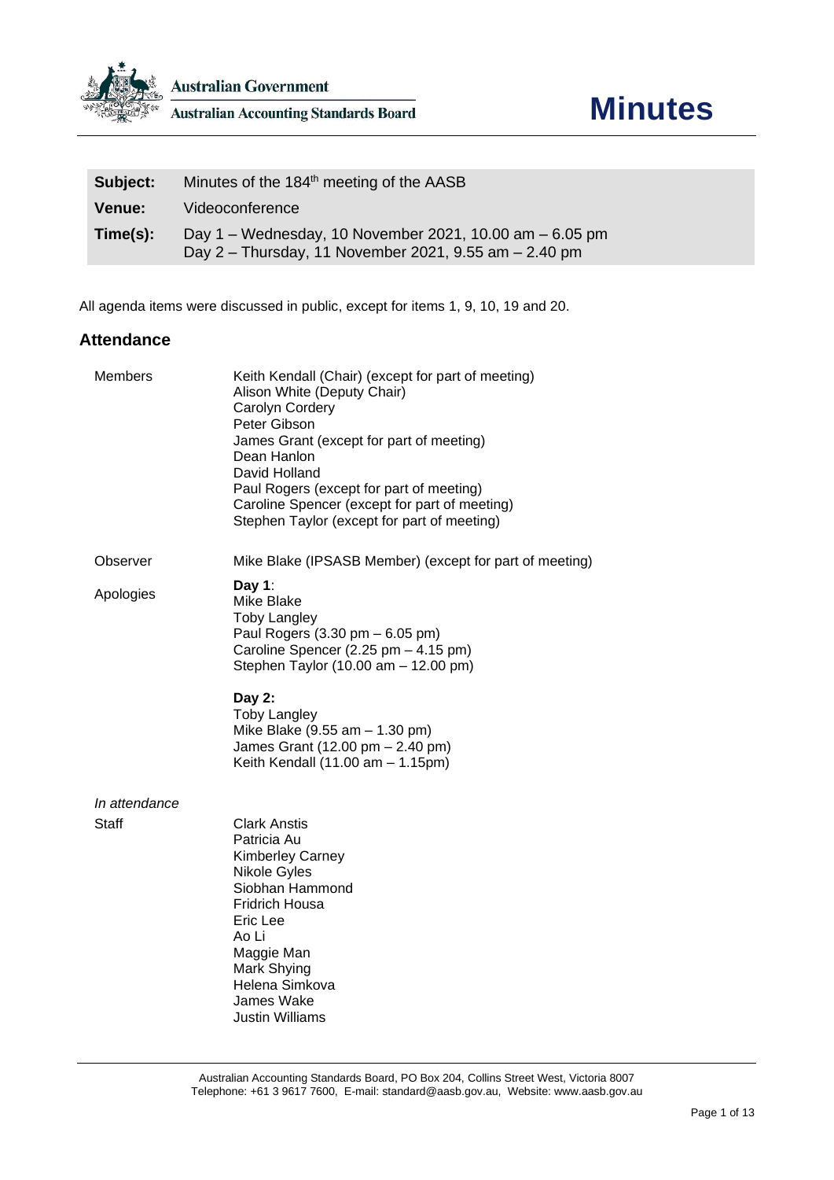Australian Government

Australian Accounting Standards Board

# Minutes

| | |
|---|---|
| **Subject:** | Minutes of the 184th meeting of the AASB |
| **Venue:** | Videoconference |
| **Time(s):** | Day 1 – Wednesday, 10 November 2021, 10.00 am – 6.05 pm<br>Day 2 – Thursday, 11 November 2021, 9.55 am – 2.40 pm |

All agenda items were discussed in public, except for items 1, 9, 10, 19 and 20.

## Attendance

| | |
|---|---|
| Members | Keith Kendall (Chair) (except for part of meeting)<br>Alison White (Deputy Chair)<br>Carolyn Cordery<br>Peter Gibson<br>James Grant (except for part of meeting)<br>Dean Hanlon<br>David Holland<br>Paul Rogers (except for part of meeting)<br>Caroline Spencer (except for part of meeting)<br>Stephen Taylor (except for part of meeting) |
| Observer | Mike Blake (IPSASB Member) (except for part of meeting) |
| Apologies | **Day 1**:<br>Mike Blake<br>Toby Langley<br>Paul Rogers (3.30 pm – 6.05 pm)<br>Caroline Spencer (2.25 pm – 4.15 pm)<br>Stephen Taylor (10.00 am – 12.00 pm)<br><br>**Day 2:**<br>Toby Langley<br>Mike Blake (9.55 am – 1.30 pm)<br>James Grant (12.00 pm – 2.40 pm)<br>Keith Kendall (11.00 am – 1.15pm) |
| *In attendance* | |
| Staff | Clark Anstis<br>Patricia Au<br>Kimberley Carney<br>Nikole Gyles<br>Siobhan Hammond<br>Fridrich Housa<br>Eric Lee<br>Ao Li<br>Maggie Man<br>Mark Shying<br>Helena Simkova<br>James Wake<br>Justin Williams |

Australian Accounting Standards Board, PO Box 204, Collins Street West, Victoria 8007
Telephone: +61 3 9617 7600, E-mail: standard@aasb.gov.au, Website: www.aasb.gov.au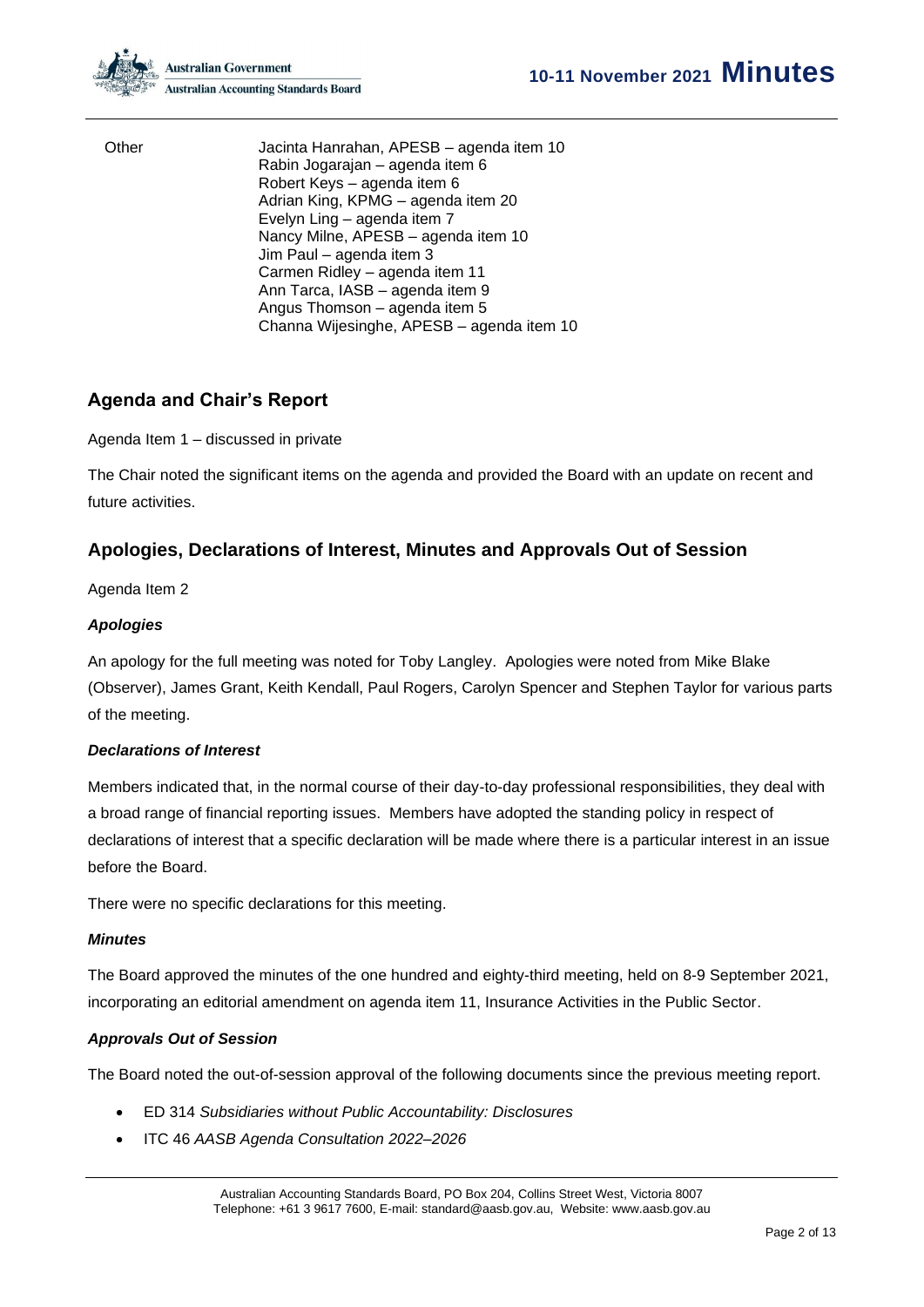| | |
|---|---|
| Other | Jacinta Hanrahan, APESB – agenda item 10<br>Rabin Jogarajan – agenda item 6<br>Robert Keys – agenda item 6<br>Adrian King, KPMG – agenda item 20<br>Evelyn Ling – agenda item 7<br>Nancy Milne, APESB – agenda item 10<br>Jim Paul – agenda item 3<br>Carmen Ridley – agenda item 11<br>Ann Tarca, IASB – agenda item 9<br>Angus Thomson – agenda item 5<br>Channa Wijesinghe, APESB – agenda item 10 |

## Agenda and Chair's Report

Agenda Item 1 – discussed in private

The Chair noted the significant items on the agenda and provided the Board with an update on recent and future activities.

## Apologies, Declarations of Interest, Minutes and Approvals Out of Session

Agenda Item 2

### *Apologies*

An apology for the full meeting was noted for Toby Langley. Apologies were noted from Mike Blake (Observer), James Grant, Keith Kendall, Paul Rogers, Carolyn Spencer and Stephen Taylor for various parts of the meeting.

### *Declarations of Interest*

Members indicated that, in the normal course of their day-to-day professional responsibilities, they deal with a broad range of financial reporting issues. Members have adopted the standing policy in respect of declarations of interest that a specific declaration will be made where there is a particular interest in an issue before the Board.

There were no specific declarations for this meeting.

### *Minutes*

The Board approved the minutes of the one hundred and eighty-third meeting, held on 8-9 September 2021, incorporating an editorial amendment on agenda item 11, Insurance Activities in the Public Sector.

### *Approvals Out of Session*

The Board noted the out-of-session approval of the following documents since the previous meeting report.

- ED 314 *Subsidiaries without Public Accountability: Disclosures*
- ITC 46 *AASB Agenda Consultation 2022–2026*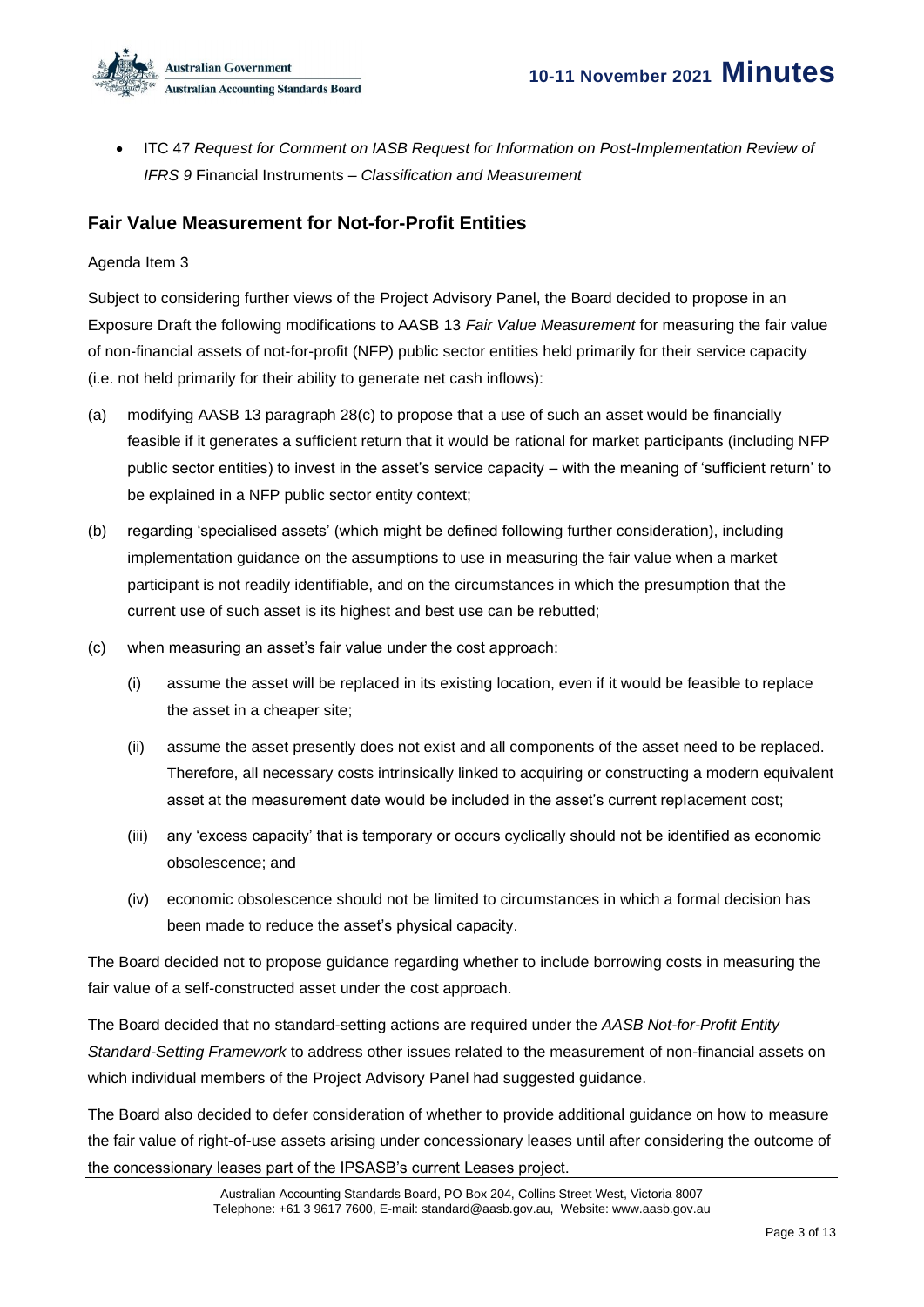- ITC 47 *Request for Comment on IASB Request for Information on Post-Implementation Review of IFRS 9* Financial Instruments – *Classification and Measurement*

## Fair Value Measurement for Not-for-Profit Entities

Agenda Item 3

Subject to considering further views of the Project Advisory Panel, the Board decided to propose in an Exposure Draft the following modifications to AASB 13 *Fair Value Measurement* for measuring the fair value of non-financial assets of not-for-profit (NFP) public sector entities held primarily for their service capacity (i.e. not held primarily for their ability to generate net cash inflows):

(a) modifying AASB 13 paragraph 28(c) to propose that a use of such an asset would be financially feasible if it generates a sufficient return that it would be rational for market participants (including NFP public sector entities) to invest in the asset's service capacity – with the meaning of 'sufficient return' to be explained in a NFP public sector entity context;

(b) regarding 'specialised assets' (which might be defined following further consideration), including implementation guidance on the assumptions to use in measuring the fair value when a market participant is not readily identifiable, and on the circumstances in which the presumption that the current use of such asset is its highest and best use can be rebutted;

(c) when measuring an asset's fair value under the cost approach:

  (i) assume the asset will be replaced in its existing location, even if it would be feasible to replace the asset in a cheaper site;

  (ii) assume the asset presently does not exist and all components of the asset need to be replaced. Therefore, all necessary costs intrinsically linked to acquiring or constructing a modern equivalent asset at the measurement date would be included in the asset's current replacement cost;

  (iii) any 'excess capacity' that is temporary or occurs cyclically should not be identified as economic obsolescence; and

  (iv) economic obsolescence should not be limited to circumstances in which a formal decision has been made to reduce the asset's physical capacity.

The Board decided not to propose guidance regarding whether to include borrowing costs in measuring the fair value of a self-constructed asset under the cost approach.

The Board decided that no standard-setting actions are required under the *AASB Not-for-Profit Entity Standard-Setting Framework* to address other issues related to the measurement of non-financial assets on which individual members of the Project Advisory Panel had suggested guidance.

The Board also decided to defer consideration of whether to provide additional guidance on how to measure the fair value of right-of-use assets arising under concessionary leases until after considering the outcome of the concessionary leases part of the IPSASB's current Leases project.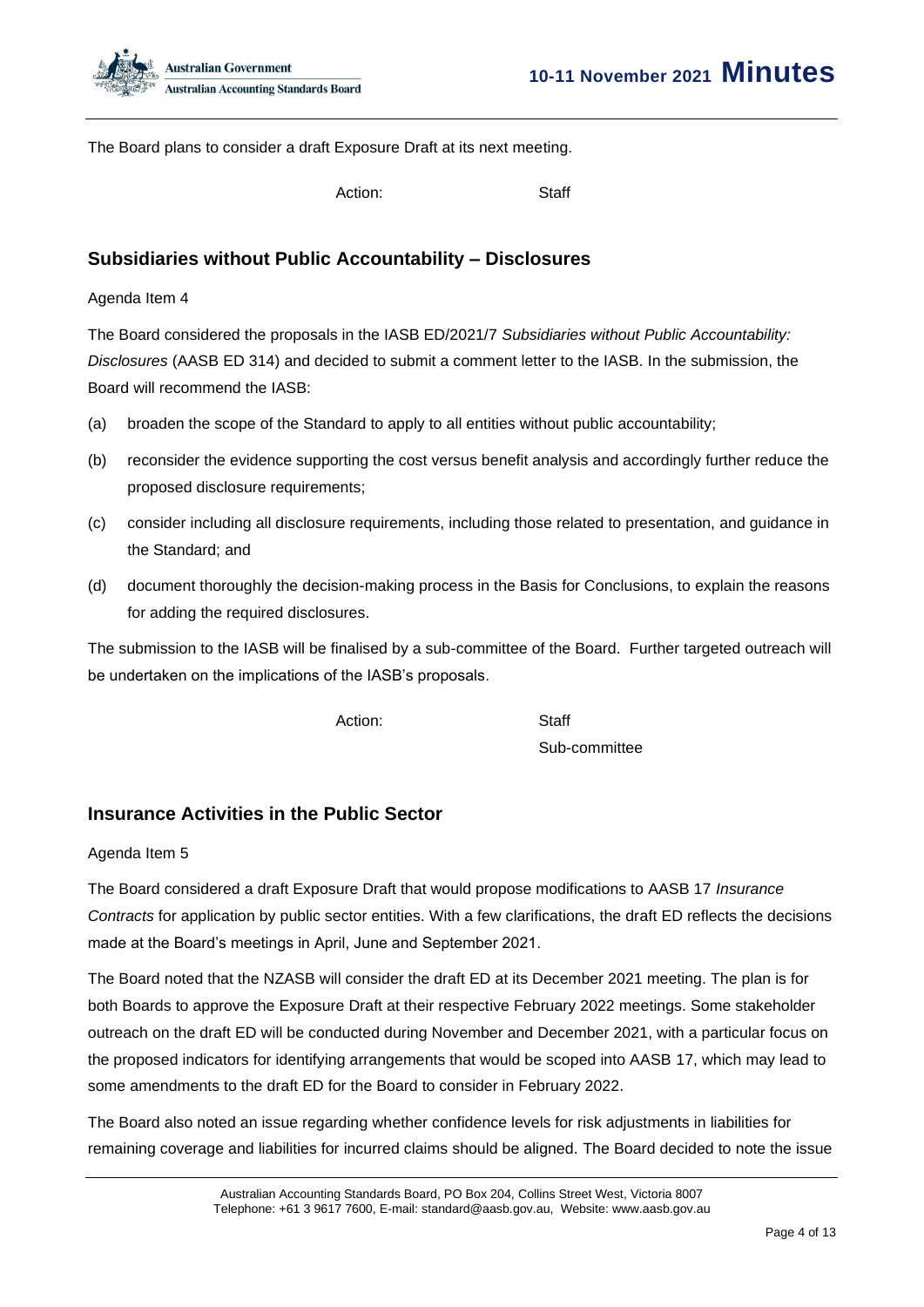The Board plans to consider a draft Exposure Draft at its next meeting.

Action: Staff

## Subsidiaries without Public Accountability – Disclosures

Agenda Item 4

The Board considered the proposals in the IASB ED/2021/7 *Subsidiaries without Public Accountability: Disclosures* (AASB ED 314) and decided to submit a comment letter to the IASB. In the submission, the Board will recommend the IASB:

(a) broaden the scope of the Standard to apply to all entities without public accountability;

(b) reconsider the evidence supporting the cost versus benefit analysis and accordingly further reduce the proposed disclosure requirements;

(c) consider including all disclosure requirements, including those related to presentation, and guidance in the Standard; and

(d) document thoroughly the decision-making process in the Basis for Conclusions, to explain the reasons for adding the required disclosures.

The submission to the IASB will be finalised by a sub-committee of the Board. Further targeted outreach will be undertaken on the implications of the IASB's proposals.

Action: Staff
Sub-committee

## Insurance Activities in the Public Sector

Agenda Item 5

The Board considered a draft Exposure Draft that would propose modifications to AASB 17 *Insurance Contracts* for application by public sector entities. With a few clarifications, the draft ED reflects the decisions made at the Board's meetings in April, June and September 2021.

The Board noted that the NZASB will consider the draft ED at its December 2021 meeting. The plan is for both Boards to approve the Exposure Draft at their respective February 2022 meetings. Some stakeholder outreach on the draft ED will be conducted during November and December 2021, with a particular focus on the proposed indicators for identifying arrangements that would be scoped into AASB 17, which may lead to some amendments to the draft ED for the Board to consider in February 2022.

The Board also noted an issue regarding whether confidence levels for risk adjustments in liabilities for remaining coverage and liabilities for incurred claims should be aligned. The Board decided to note the issue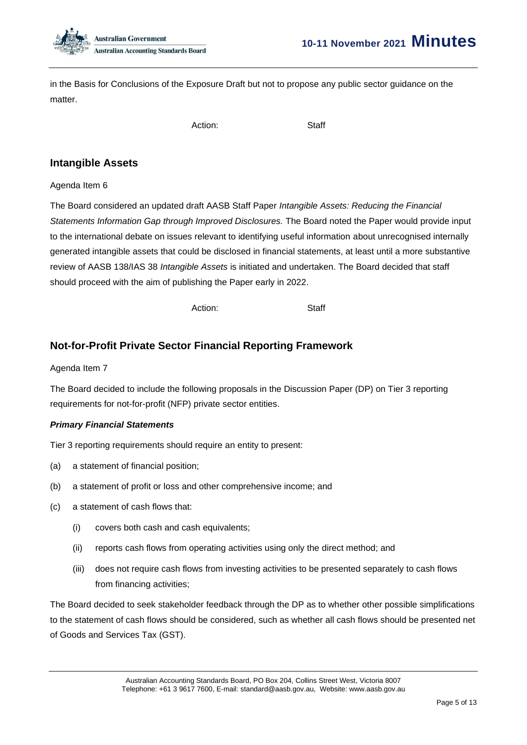in the Basis for Conclusions of the Exposure Draft but not to propose any public sector guidance on the matter.

Action: Staff

## Intangible Assets

Agenda Item 6

The Board considered an updated draft AASB Staff Paper *Intangible Assets: Reducing the Financial Statements Information Gap through Improved Disclosures.* The Board noted the Paper would provide input to the international debate on issues relevant to identifying useful information about unrecognised internally generated intangible assets that could be disclosed in financial statements, at least until a more substantive review of AASB 138/IAS 38 *Intangible Assets* is initiated and undertaken. The Board decided that staff should proceed with the aim of publishing the Paper early in 2022.

Action: Staff

## Not-for-Profit Private Sector Financial Reporting Framework

Agenda Item 7

The Board decided to include the following proposals in the Discussion Paper (DP) on Tier 3 reporting requirements for not-for-profit (NFP) private sector entities.

***Primary Financial Statements***

Tier 3 reporting requirements should require an entity to present:

(a) a statement of financial position;

(b) a statement of profit or loss and other comprehensive income; and

(c) a statement of cash flows that:

  (i) covers both cash and cash equivalents;

  (ii) reports cash flows from operating activities using only the direct method; and

  (iii) does not require cash flows from investing activities to be presented separately to cash flows from financing activities;

The Board decided to seek stakeholder feedback through the DP as to whether other possible simplifications to the statement of cash flows should be considered, such as whether all cash flows should be presented net of Goods and Services Tax (GST).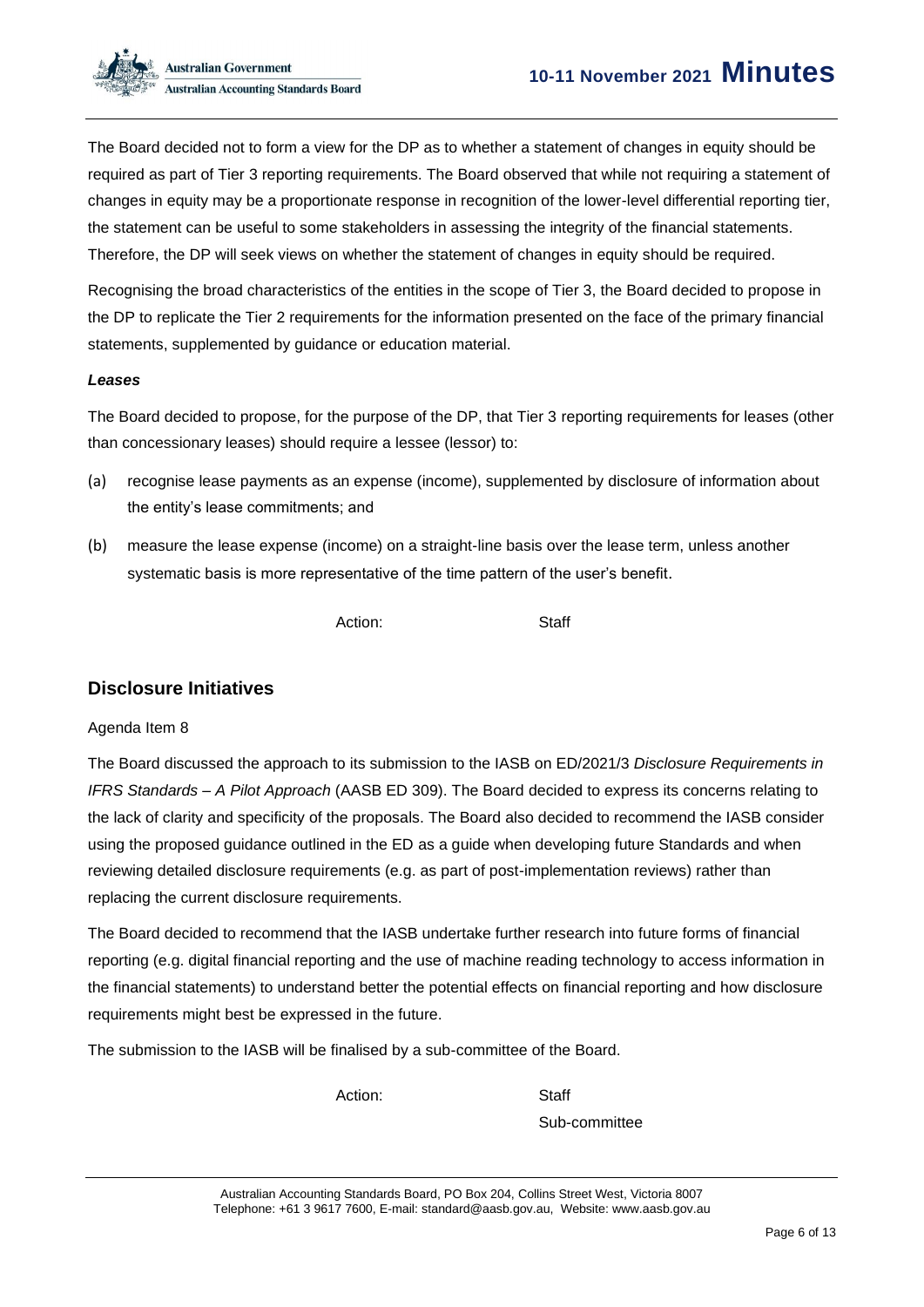The Board decided not to form a view for the DP as to whether a statement of changes in equity should be required as part of Tier 3 reporting requirements. The Board observed that while not requiring a statement of changes in equity may be a proportionate response in recognition of the lower-level differential reporting tier, the statement can be useful to some stakeholders in assessing the integrity of the financial statements. Therefore, the DP will seek views on whether the statement of changes in equity should be required.

Recognising the broad characteristics of the entities in the scope of Tier 3, the Board decided to propose in the DP to replicate the Tier 2 requirements for the information presented on the face of the primary financial statements, supplemented by guidance or education material.

***Leases***

The Board decided to propose, for the purpose of the DP, that Tier 3 reporting requirements for leases (other than concessionary leases) should require a lessee (lessor) to:

(a) recognise lease payments as an expense (income), supplemented by disclosure of information about the entity's lease commitments; and

(b) measure the lease expense (income) on a straight-line basis over the lease term, unless another systematic basis is more representative of the time pattern of the user's benefit.

Action: Staff

## Disclosure Initiatives

Agenda Item 8

The Board discussed the approach to its submission to the IASB on ED/2021/3 *Disclosure Requirements in IFRS Standards – A Pilot Approach* (AASB ED 309). The Board decided to express its concerns relating to the lack of clarity and specificity of the proposals. The Board also decided to recommend the IASB consider using the proposed guidance outlined in the ED as a guide when developing future Standards and when reviewing detailed disclosure requirements (e.g. as part of post-implementation reviews) rather than replacing the current disclosure requirements.

The Board decided to recommend that the IASB undertake further research into future forms of financial reporting (e.g. digital financial reporting and the use of machine reading technology to access information in the financial statements) to understand better the potential effects on financial reporting and how disclosure requirements might best be expressed in the future.

The submission to the IASB will be finalised by a sub-committee of the Board.

Action: Staff
Sub-committee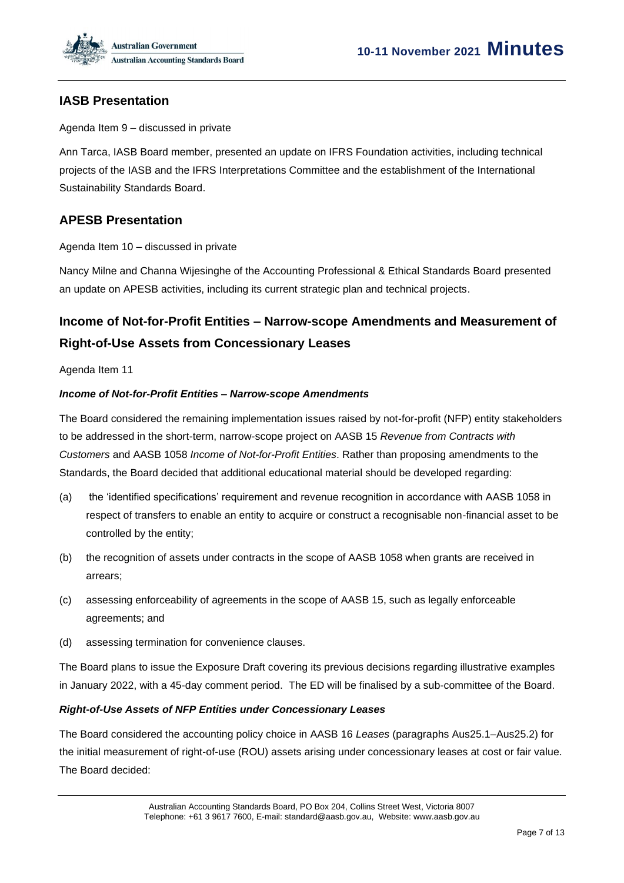## IASB Presentation

Agenda Item 9 – discussed in private

Ann Tarca, IASB Board member, presented an update on IFRS Foundation activities, including technical projects of the IASB and the IFRS Interpretations Committee and the establishment of the International Sustainability Standards Board.

## APESB Presentation

Agenda Item 10 – discussed in private

Nancy Milne and Channa Wijesinghe of the Accounting Professional & Ethical Standards Board presented an update on APESB activities, including its current strategic plan and technical projects.

## Income of Not-for-Profit Entities – Narrow-scope Amendments and Measurement of Right-of-Use Assets from Concessionary Leases

Agenda Item 11

***Income of Not-for-Profit Entities – Narrow-scope Amendments***

The Board considered the remaining implementation issues raised by not-for-profit (NFP) entity stakeholders to be addressed in the short-term, narrow-scope project on AASB 15 *Revenue from Contracts with Customers* and AASB 1058 *Income of Not-for-Profit Entities*. Rather than proposing amendments to the Standards, the Board decided that additional educational material should be developed regarding:

(a) the 'identified specifications' requirement and revenue recognition in accordance with AASB 1058 in respect of transfers to enable an entity to acquire or construct a recognisable non-financial asset to be controlled by the entity;

(b) the recognition of assets under contracts in the scope of AASB 1058 when grants are received in arrears;

(c) assessing enforceability of agreements in the scope of AASB 15, such as legally enforceable agreements; and

(d) assessing termination for convenience clauses.

The Board plans to issue the Exposure Draft covering its previous decisions regarding illustrative examples in January 2022, with a 45-day comment period. The ED will be finalised by a sub-committee of the Board.

***Right-of-Use Assets of NFP Entities under Concessionary Leases***

The Board considered the accounting policy choice in AASB 16 *Leases* (paragraphs Aus25.1–Aus25.2) for the initial measurement of right-of-use (ROU) assets arising under concessionary leases at cost or fair value. The Board decided: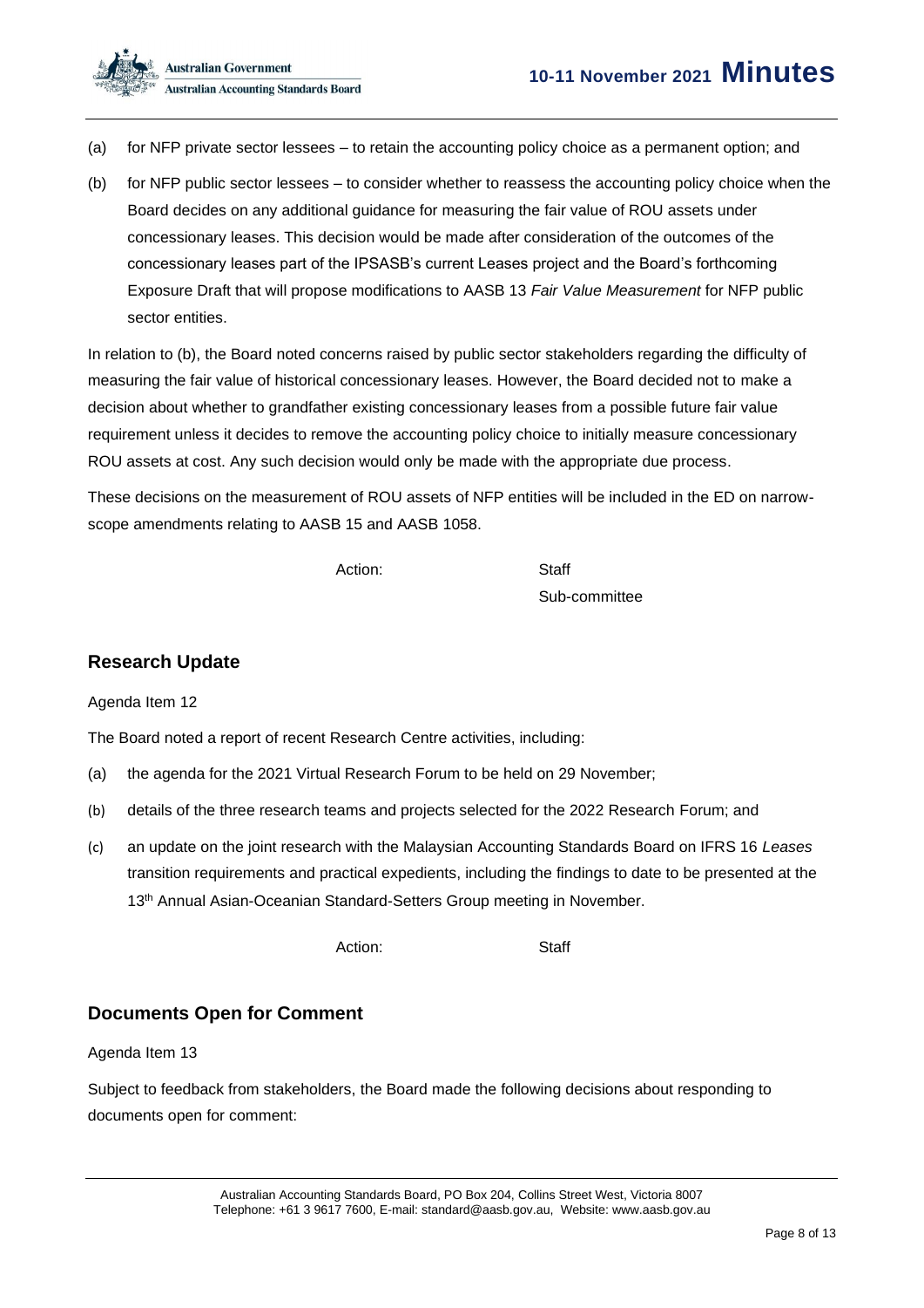(a) for NFP private sector lessees – to retain the accounting policy choice as a permanent option; and

(b) for NFP public sector lessees – to consider whether to reassess the accounting policy choice when the Board decides on any additional guidance for measuring the fair value of ROU assets under concessionary leases. This decision would be made after consideration of the outcomes of the concessionary leases part of the IPSASB's current Leases project and the Board's forthcoming Exposure Draft that will propose modifications to AASB 13 *Fair Value Measurement* for NFP public sector entities.

In relation to (b), the Board noted concerns raised by public sector stakeholders regarding the difficulty of measuring the fair value of historical concessionary leases. However, the Board decided not to make a decision about whether to grandfather existing concessionary leases from a possible future fair value requirement unless it decides to remove the accounting policy choice to initially measure concessionary ROU assets at cost. Any such decision would only be made with the appropriate due process.

These decisions on the measurement of ROU assets of NFP entities will be included in the ED on narrow-scope amendments relating to AASB 15 and AASB 1058.

Action: Staff
Sub-committee

## Research Update

Agenda Item 12

The Board noted a report of recent Research Centre activities, including:

(a) the agenda for the 2021 Virtual Research Forum to be held on 29 November;

(b) details of the three research teams and projects selected for the 2022 Research Forum; and

(c) an update on the joint research with the Malaysian Accounting Standards Board on IFRS 16 *Leases* transition requirements and practical expedients, including the findings to date to be presented at the 13th Annual Asian-Oceanian Standard-Setters Group meeting in November.

Action: Staff

## Documents Open for Comment

Agenda Item 13

Subject to feedback from stakeholders, the Board made the following decisions about responding to documents open for comment: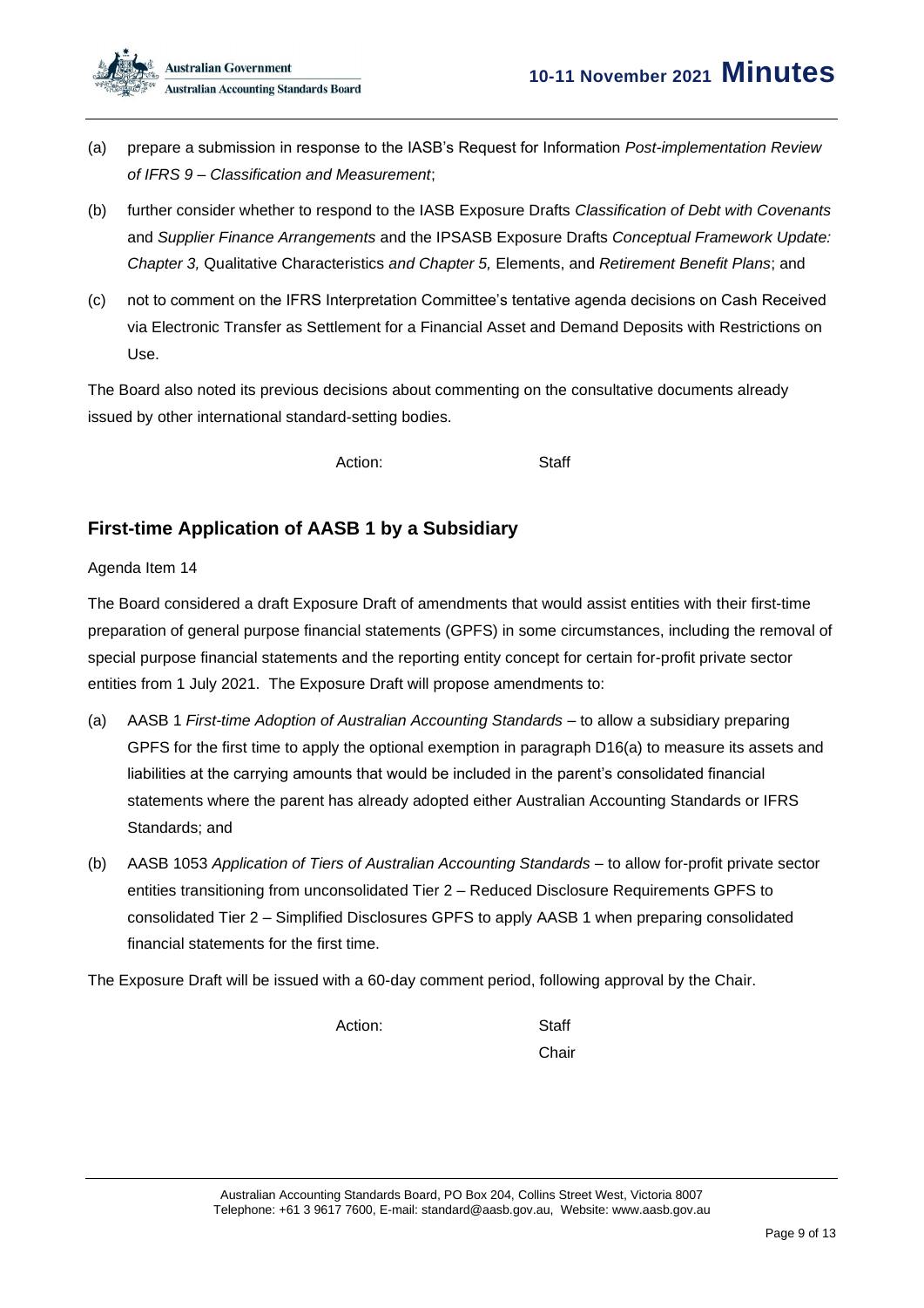(a) prepare a submission in response to the IASB's Request for Information *Post-implementation Review of IFRS 9 – Classification and Measurement*;

(b) further consider whether to respond to the IASB Exposure Drafts *Classification of Debt with Covenants* and *Supplier Finance Arrangements* and the IPSASB Exposure Drafts *Conceptual Framework Update: Chapter 3,* Qualitative Characteristics *and Chapter 5,* Elements, and *Retirement Benefit Plans*; and

(c) not to comment on the IFRS Interpretation Committee's tentative agenda decisions on Cash Received via Electronic Transfer as Settlement for a Financial Asset and Demand Deposits with Restrictions on Use.

The Board also noted its previous decisions about commenting on the consultative documents already issued by other international standard-setting bodies.

Action: Staff

## First-time Application of AASB 1 by a Subsidiary

Agenda Item 14

The Board considered a draft Exposure Draft of amendments that would assist entities with their first-time preparation of general purpose financial statements (GPFS) in some circumstances, including the removal of special purpose financial statements and the reporting entity concept for certain for-profit private sector entities from 1 July 2021. The Exposure Draft will propose amendments to:

(a) AASB 1 *First-time Adoption of Australian Accounting Standards* – to allow a subsidiary preparing GPFS for the first time to apply the optional exemption in paragraph D16(a) to measure its assets and liabilities at the carrying amounts that would be included in the parent's consolidated financial statements where the parent has already adopted either Australian Accounting Standards or IFRS Standards; and

(b) AASB 1053 *Application of Tiers of Australian Accounting Standards* – to allow for-profit private sector entities transitioning from unconsolidated Tier 2 – Reduced Disclosure Requirements GPFS to consolidated Tier 2 – Simplified Disclosures GPFS to apply AASB 1 when preparing consolidated financial statements for the first time.

The Exposure Draft will be issued with a 60-day comment period, following approval by the Chair.

Action: Staff
Chair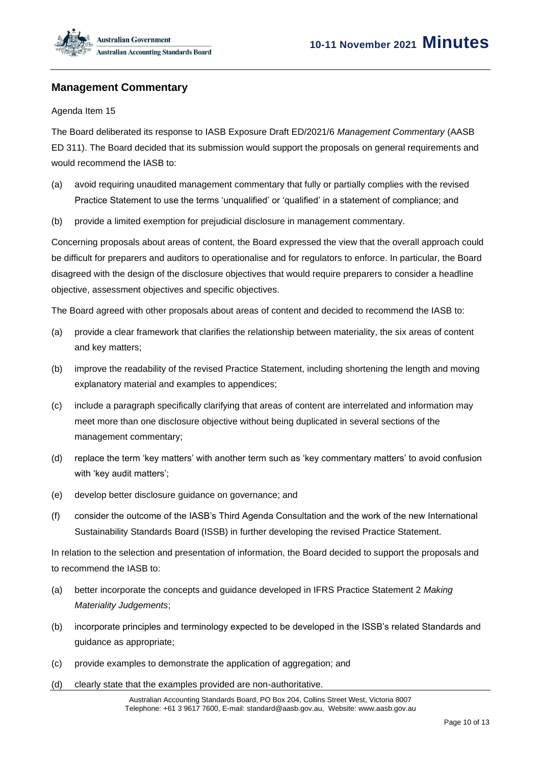## Management Commentary

Agenda Item 15

The Board deliberated its response to IASB Exposure Draft ED/2021/6 *Management Commentary* (AASB ED 311). The Board decided that its submission would support the proposals on general requirements and would recommend the IASB to:

(a) avoid requiring unaudited management commentary that fully or partially complies with the revised Practice Statement to use the terms 'unqualified' or 'qualified' in a statement of compliance; and

(b) provide a limited exemption for prejudicial disclosure in management commentary.

Concerning proposals about areas of content, the Board expressed the view that the overall approach could be difficult for preparers and auditors to operationalise and for regulators to enforce. In particular, the Board disagreed with the design of the disclosure objectives that would require preparers to consider a headline objective, assessment objectives and specific objectives.

The Board agreed with other proposals about areas of content and decided to recommend the IASB to:

(a) provide a clear framework that clarifies the relationship between materiality, the six areas of content and key matters;

(b) improve the readability of the revised Practice Statement, including shortening the length and moving explanatory material and examples to appendices;

(c) include a paragraph specifically clarifying that areas of content are interrelated and information may meet more than one disclosure objective without being duplicated in several sections of the management commentary;

(d) replace the term 'key matters' with another term such as 'key commentary matters' to avoid confusion with 'key audit matters';

(e) develop better disclosure guidance on governance; and

(f) consider the outcome of the IASB's Third Agenda Consultation and the work of the new International Sustainability Standards Board (ISSB) in further developing the revised Practice Statement.

In relation to the selection and presentation of information, the Board decided to support the proposals and to recommend the IASB to:

(a) better incorporate the concepts and guidance developed in IFRS Practice Statement 2 *Making Materiality Judgements*;

(b) incorporate principles and terminology expected to be developed in the ISSB's related Standards and guidance as appropriate;

(c) provide examples to demonstrate the application of aggregation; and

(d) clearly state that the examples provided are non-authoritative.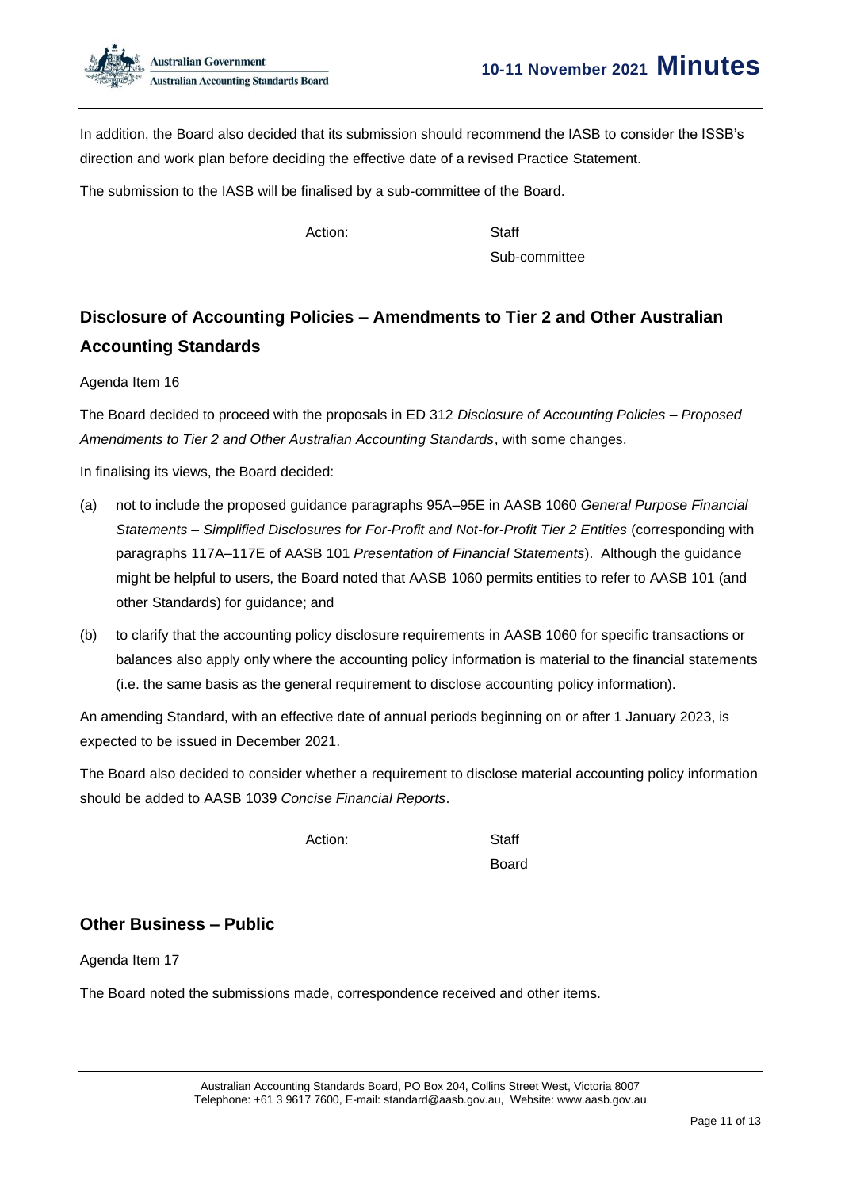In addition, the Board also decided that its submission should recommend the IASB to consider the ISSB's direction and work plan before deciding the effective date of a revised Practice Statement.

The submission to the IASB will be finalised by a sub-committee of the Board.

Action: Staff
Sub-committee

## Disclosure of Accounting Policies – Amendments to Tier 2 and Other Australian Accounting Standards

Agenda Item 16

The Board decided to proceed with the proposals in ED 312 *Disclosure of Accounting Policies – Proposed Amendments to Tier 2 and Other Australian Accounting Standards*, with some changes.

In finalising its views, the Board decided:

(a) not to include the proposed guidance paragraphs 95A–95E in AASB 1060 *General Purpose Financial Statements – Simplified Disclosures for For-Profit and Not-for-Profit Tier 2 Entities* (corresponding with paragraphs 117A–117E of AASB 101 *Presentation of Financial Statements*). Although the guidance might be helpful to users, the Board noted that AASB 1060 permits entities to refer to AASB 101 (and other Standards) for guidance; and

(b) to clarify that the accounting policy disclosure requirements in AASB 1060 for specific transactions or balances also apply only where the accounting policy information is material to the financial statements (i.e. the same basis as the general requirement to disclose accounting policy information).

An amending Standard, with an effective date of annual periods beginning on or after 1 January 2023, is expected to be issued in December 2021.

The Board also decided to consider whether a requirement to disclose material accounting policy information should be added to AASB 1039 *Concise Financial Reports*.

Action: Staff
Board

## Other Business – Public

Agenda Item 17

The Board noted the submissions made, correspondence received and other items.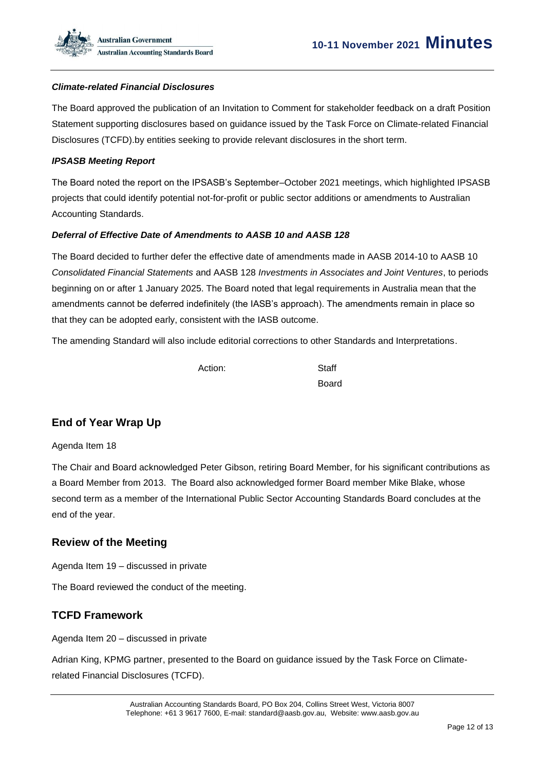***Climate-related Financial Disclosures***

The Board approved the publication of an Invitation to Comment for stakeholder feedback on a draft Position Statement supporting disclosures based on guidance issued by the Task Force on Climate-related Financial Disclosures (TCFD).by entities seeking to provide relevant disclosures in the short term.

***IPSASB Meeting Report***

The Board noted the report on the IPSASB's September–October 2021 meetings, which highlighted IPSASB projects that could identify potential not-for-profit or public sector additions or amendments to Australian Accounting Standards.

***Deferral of Effective Date of Amendments to AASB 10 and AASB 128***

The Board decided to further defer the effective date of amendments made in AASB 2014-10 to AASB 10 *Consolidated Financial Statements* and AASB 128 *Investments in Associates and Joint Ventures*, to periods beginning on or after 1 January 2025. The Board noted that legal requirements in Australia mean that the amendments cannot be deferred indefinitely (the IASB's approach). The amendments remain in place so that they can be adopted early, consistent with the IASB outcome.

The amending Standard will also include editorial corrections to other Standards and Interpretations.

Action: Staff
Board

## End of Year Wrap Up

Agenda Item 18

The Chair and Board acknowledged Peter Gibson, retiring Board Member, for his significant contributions as a Board Member from 2013. The Board also acknowledged former Board member Mike Blake, whose second term as a member of the International Public Sector Accounting Standards Board concludes at the end of the year.

## Review of the Meeting

Agenda Item 19 – discussed in private

The Board reviewed the conduct of the meeting.

## TCFD Framework

Agenda Item 20 – discussed in private

Adrian King, KPMG partner, presented to the Board on guidance issued by the Task Force on Climate-related Financial Disclosures (TCFD).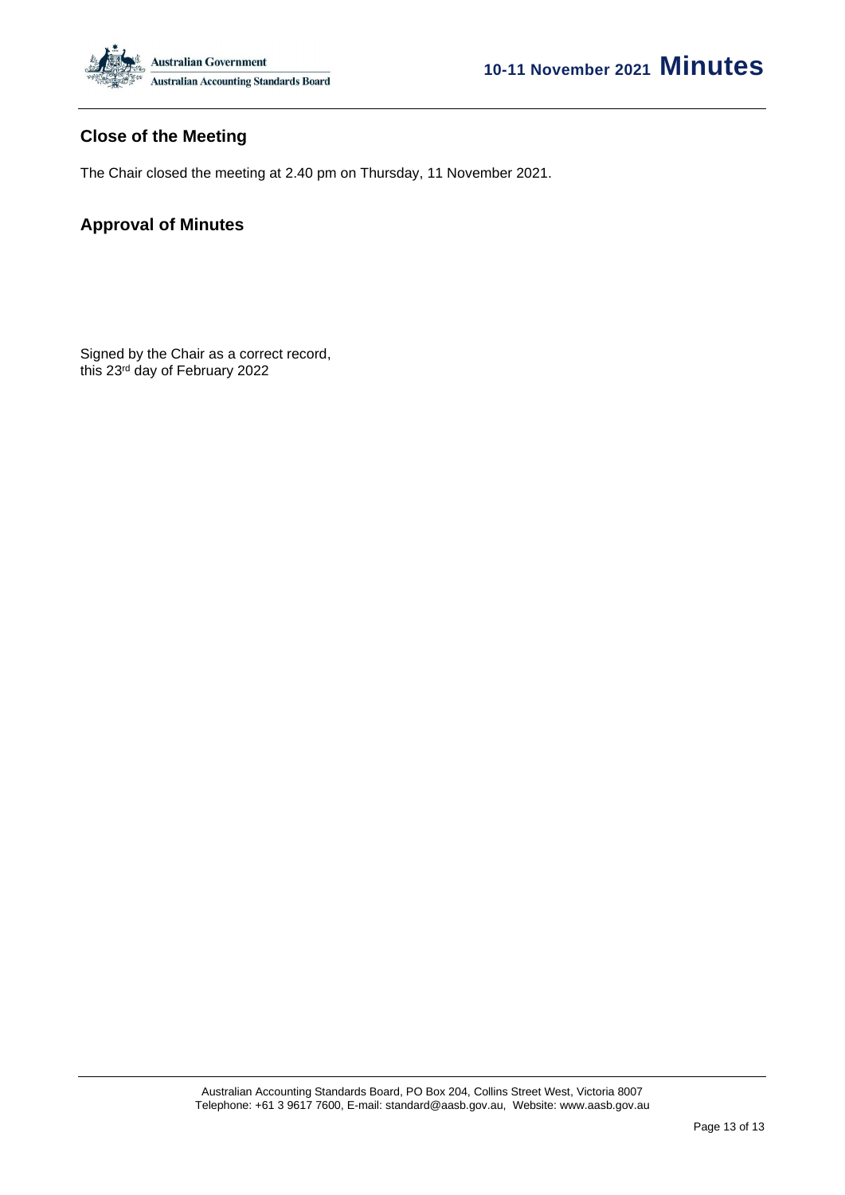## Close of the Meeting

The Chair closed the meeting at 2.40 pm on Thursday, 11 November 2021.

## Approval of Minutes

Signed by the Chair as a correct record,
this 23rd day of February 2022